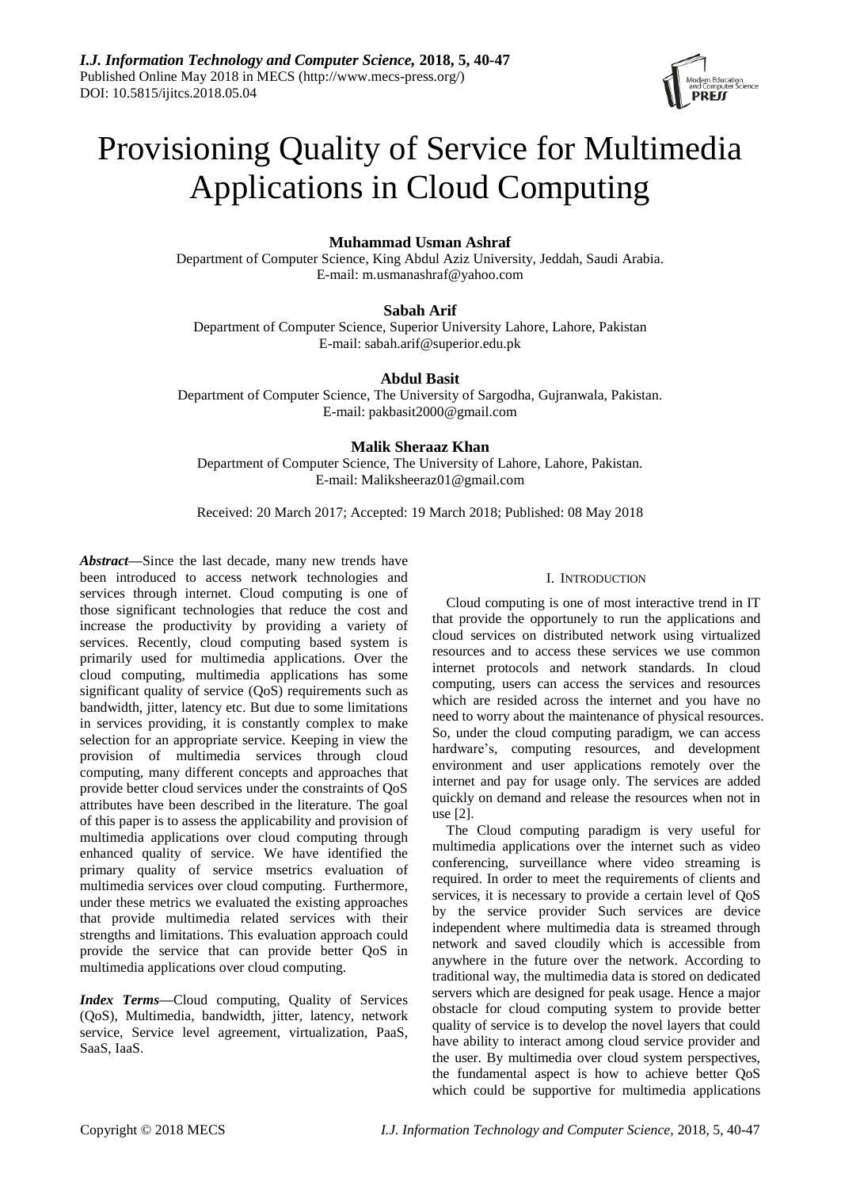# Provisioning Quality of Service for Multimedia Applications in Cloud Computing

**Muhammad Usman Ashraf**
Department of Computer Science, King Abdul Aziz University, Jeddah, Saudi Arabia.
E-mail: m.usmanashraf@yahoo.com

**Sabah Arif**
Department of Computer Science, Superior University Lahore, Lahore, Pakistan
E-mail: sabah.arif@superior.edu.pk

**Abdul Basit**
Department of Computer Science, The University of Sargodha, Gujranwala, Pakistan.
E-mail: pakbasit2000@gmail.com

**Malik Sheraaz Khan**
Department of Computer Science, The University of Lahore, Lahore, Pakistan.
E-mail: Maliksheeraz01@gmail.com

Received: 20 March 2017; Accepted: 19 March 2018; Published: 08 May 2018

***Abstract*—**Since the last decade, many new trends have been introduced to access network technologies and services through internet. Cloud computing is one of those significant technologies that reduce the cost and increase the productivity by providing a variety of services. Recently, cloud computing based system is primarily used for multimedia applications. Over the cloud computing, multimedia applications has some significant quality of service (QoS) requirements such as bandwidth, jitter, latency etc. But due to some limitations in services providing, it is constantly complex to make selection for an appropriate service. Keeping in view the provision of multimedia services through cloud computing, many different concepts and approaches that provide better cloud services under the constraints of QoS attributes have been described in the literature. The goal of this paper is to assess the applicability and provision of multimedia applications over cloud computing through enhanced quality of service. We have identified the primary quality of service msetrics evaluation of multimedia services over cloud computing. Furthermore, under these metrics we evaluated the existing approaches that provide multimedia related services with their strengths and limitations. This evaluation approach could provide the service that can provide better QoS in multimedia applications over cloud computing.

***Index Terms*—**Cloud computing, Quality of Services (QoS), Multimedia, bandwidth, jitter, latency, network service, Service level agreement, virtualization, PaaS, SaaS, IaaS.

## I. Introduction

Cloud computing is one of most interactive trend in IT that provide the opportunely to run the applications and cloud services on distributed network using virtualized resources and to access these services we use common internet protocols and network standards. In cloud computing, users can access the services and resources which are resided across the internet and you have no need to worry about the maintenance of physical resources. So, under the cloud computing paradigm, we can access hardware's, computing resources, and development environment and user applications remotely over the internet and pay for usage only. The services are added quickly on demand and release the resources when not in use [2].

The Cloud computing paradigm is very useful for multimedia applications over the internet such as video conferencing, surveillance where video streaming is required. In order to meet the requirements of clients and services, it is necessary to provide a certain level of QoS by the service provider Such services are device independent where multimedia data is streamed through network and saved cloudily which is accessible from anywhere in the future over the network. According to traditional way, the multimedia data is stored on dedicated servers which are designed for peak usage. Hence a major obstacle for cloud computing system to provide better quality of service is to develop the novel layers that could have ability to interact among cloud service provider and the user. By multimedia over cloud system perspectives, the fundamental aspect is how to achieve better QoS which could be supportive for multimedia applications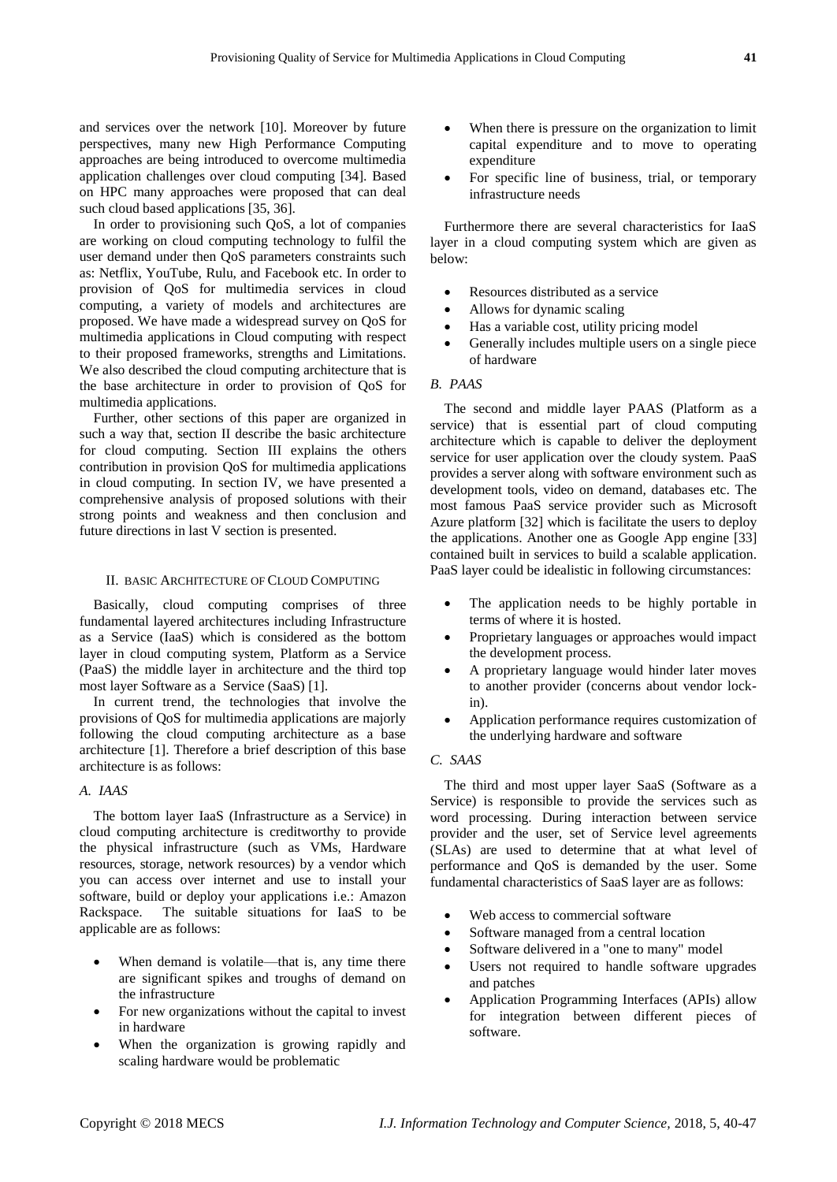and services over the network [10]. Moreover by future perspectives, many new High Performance Computing approaches are being introduced to overcome multimedia application challenges over cloud computing [34]. Based on HPC many approaches were proposed that can deal such cloud based applications [35, 36].

In order to provisioning such QoS, a lot of companies are working on cloud computing technology to fulfil the user demand under then QoS parameters constraints such as: Netflix, YouTube, Rulu, and Facebook etc. In order to provision of QoS for multimedia services in cloud computing, a variety of models and architectures are proposed. We have made a widespread survey on QoS for multimedia applications in Cloud computing with respect to their proposed frameworks, strengths and Limitations. We also described the cloud computing architecture that is the base architecture in order to provision of QoS for multimedia applications.

Further, other sections of this paper are organized in such a way that, section II describe the basic architecture for cloud computing. Section III explains the others contribution in provision QoS for multimedia applications in cloud computing. In section IV, we have presented a comprehensive analysis of proposed solutions with their strong points and weakness and then conclusion and future directions in last V section is presented.

## II. Basic Architecture of Cloud Computing

Basically, cloud computing comprises of three fundamental layered architectures including Infrastructure as a Service (IaaS) which is considered as the bottom layer in cloud computing system, Platform as a Service (PaaS) the middle layer in architecture and the third top most layer Software as a Service (SaaS) [1].

In current trend, the technologies that involve the provisions of QoS for multimedia applications are majorly following the cloud computing architecture as a base architecture [1]. Therefore a brief description of this base architecture is as follows:

### *A. IAAS*

The bottom layer IaaS (Infrastructure as a Service) in cloud computing architecture is creditworthy to provide the physical infrastructure (such as VMs, Hardware resources, storage, network resources) by a vendor which you can access over internet and use to install your software, build or deploy your applications i.e.: Amazon Rackspace. The suitable situations for IaaS to be applicable are as follows:

- When demand is volatile—that is, any time there are significant spikes and troughs of demand on the infrastructure
- For new organizations without the capital to invest in hardware
- When the organization is growing rapidly and scaling hardware would be problematic
- When there is pressure on the organization to limit capital expenditure and to move to operating expenditure
- For specific line of business, trial, or temporary infrastructure needs

Furthermore there are several characteristics for IaaS layer in a cloud computing system which are given as below:

- Resources distributed as a service
- Allows for dynamic scaling
- Has a variable cost, utility pricing model
- Generally includes multiple users on a single piece of hardware

### *B. PAAS*

The second and middle layer PAAS (Platform as a service) that is essential part of cloud computing architecture which is capable to deliver the deployment service for user application over the cloudy system. PaaS provides a server along with software environment such as development tools, video on demand, databases etc. The most famous PaaS service provider such as Microsoft Azure platform [32] which is facilitate the users to deploy the applications. Another one as Google App engine [33] contained built in services to build a scalable application. PaaS layer could be idealistic in following circumstances:

- The application needs to be highly portable in terms of where it is hosted.
- Proprietary languages or approaches would impact the development process.
- A proprietary language would hinder later moves to another provider (concerns about vendor lock-in).
- Application performance requires customization of the underlying hardware and software

### *C. SAAS*

The third and most upper layer SaaS (Software as a Service) is responsible to provide the services such as word processing. During interaction between service provider and the user, set of Service level agreements (SLAs) are used to determine that at what level of performance and QoS is demanded by the user. Some fundamental characteristics of SaaS layer are as follows:

- Web access to commercial software
- Software managed from a central location
- Software delivered in a "one to many" model
- Users not required to handle software upgrades and patches
- Application Programming Interfaces (APIs) allow for integration between different pieces of software.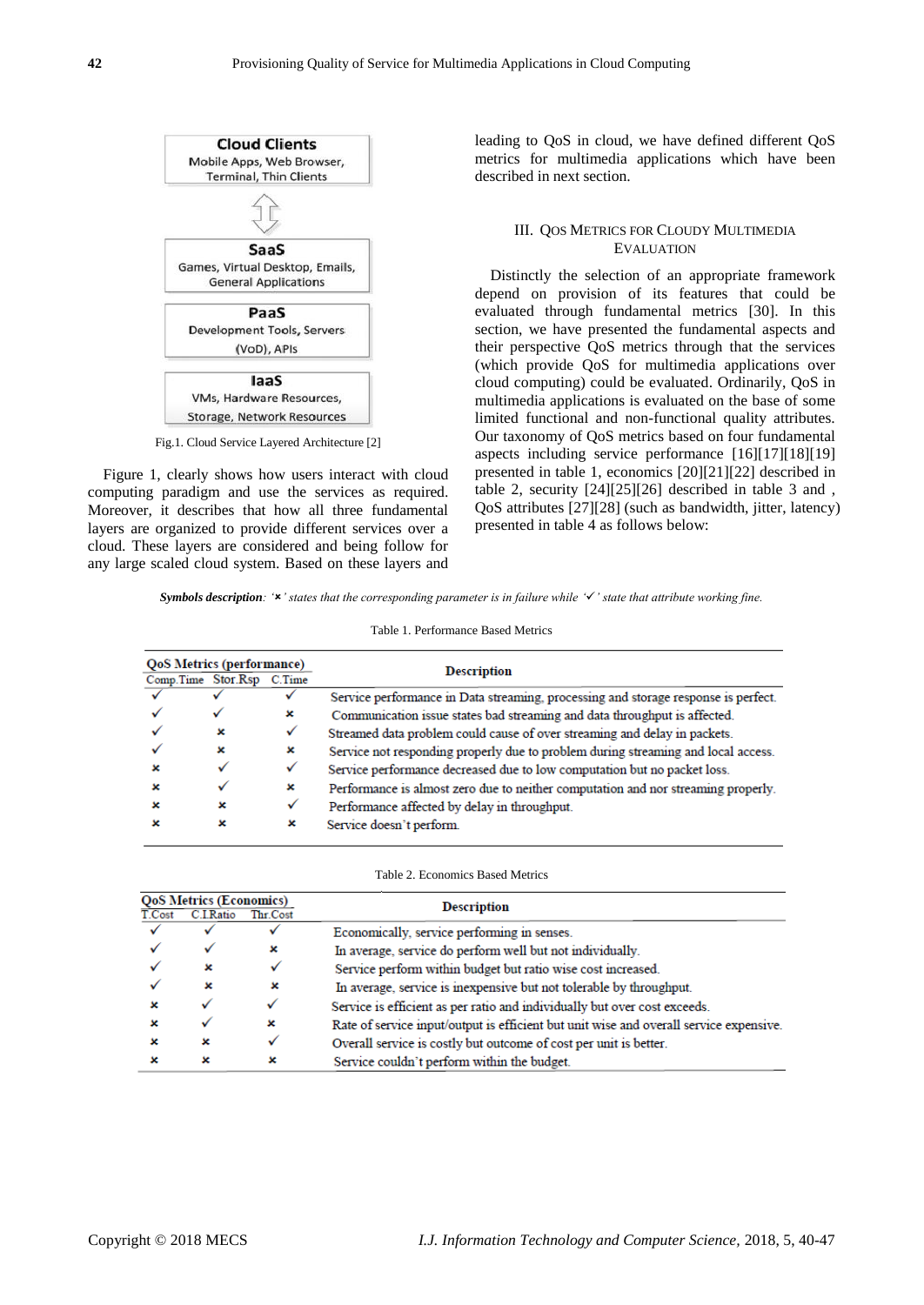Cloud Clients
Mobile Apps, Web Browser, Terminal, Thin Clients

SaaS
Games, Virtual Desktop, Emails, General Applications

PaaS
Development Tools, Servers (VoD), APIs

IaaS
VMs, Hardware Resources, Storage, Network Resources

Fig.1. Cloud Service Layered Architecture [2]

Figure 1, clearly shows how users interact with cloud computing paradigm and use the services as required. Moreover, it describes that how all three fundamental layers are organized to provide different services over a cloud. These layers are considered and being follow for any large scaled cloud system. Based on these layers and leading to QoS in cloud, we have defined different QoS metrics for multimedia applications which have been described in next section.

## III. QoS Metrics for Cloudy Multimedia Evaluation

Distinctly the selection of an appropriate framework depend on provision of its features that could be evaluated through fundamental metrics [30]. In this section, we have presented the fundamental aspects and their perspective QoS metrics through that the services (which provide QoS for multimedia applications over cloud computing) could be evaluated. Ordinarily, QoS in multimedia applications is evaluated on the base of some limited functional and non-functional quality attributes. Our taxonomy of QoS metrics based on four fundamental aspects including service performance [16][17][18][19] presented in table 1, economics [20][21][22] described in table 2, security [24][25][26] described in table 3 and , QoS attributes [27][28] (such as bandwidth, jitter, latency) presented in table 4 as follows below:

***Symbols description**: '×' states that the corresponding parameter is in failure while '✓' state that attribute working fine.*

Table 1. Performance Based Metrics

| QoS Metrics (performance) | | | Description |
|---|---|---|---|
| Comp.Time | Stor.Rsp | C.Time | |
| ✓ | ✓ | ✓ | Service performance in Data streaming, processing and storage response is perfect. |
| ✓ | ✓ | × | Communication issue states bad streaming and data throughput is affected. |
| ✓ | × | ✓ | Streamed data problem could cause of over streaming and delay in packets. |
| ✓ | × | × | Service not responding properly due to problem during streaming and local access. |
| × | ✓ | ✓ | Service performance decreased due to low computation but no packet loss. |
| × | ✓ | × | Performance is almost zero due to neither computation and nor streaming properly. |
| × | × | ✓ | Performance affected by delay in throughput. |
| × | × | × | Service doesn't perform. |

Table 2. Economics Based Metrics

| QoS Metrics (Economics) | | | Description |
|---|---|---|---|
| T.Cost | C.I.Ratio | Thr.Cost | |
| ✓ | ✓ | ✓ | Economically, service performing in senses. |
| ✓ | ✓ | × | In average, service do perform well but not individually. |
| ✓ | × | ✓ | Service perform within budget but ratio wise cost increased. |
| ✓ | × | × | In average, service is inexpensive but not tolerable by throughput. |
| × | ✓ | ✓ | Service is efficient as per ratio and individually but over cost exceeds. |
| × | ✓ | × | Rate of service input/output is efficient but unit wise and overall service expensive. |
| × | × | ✓ | Overall service is costly but outcome of cost per unit is better. |
| × | × | × | Service couldn't perform within the budget. |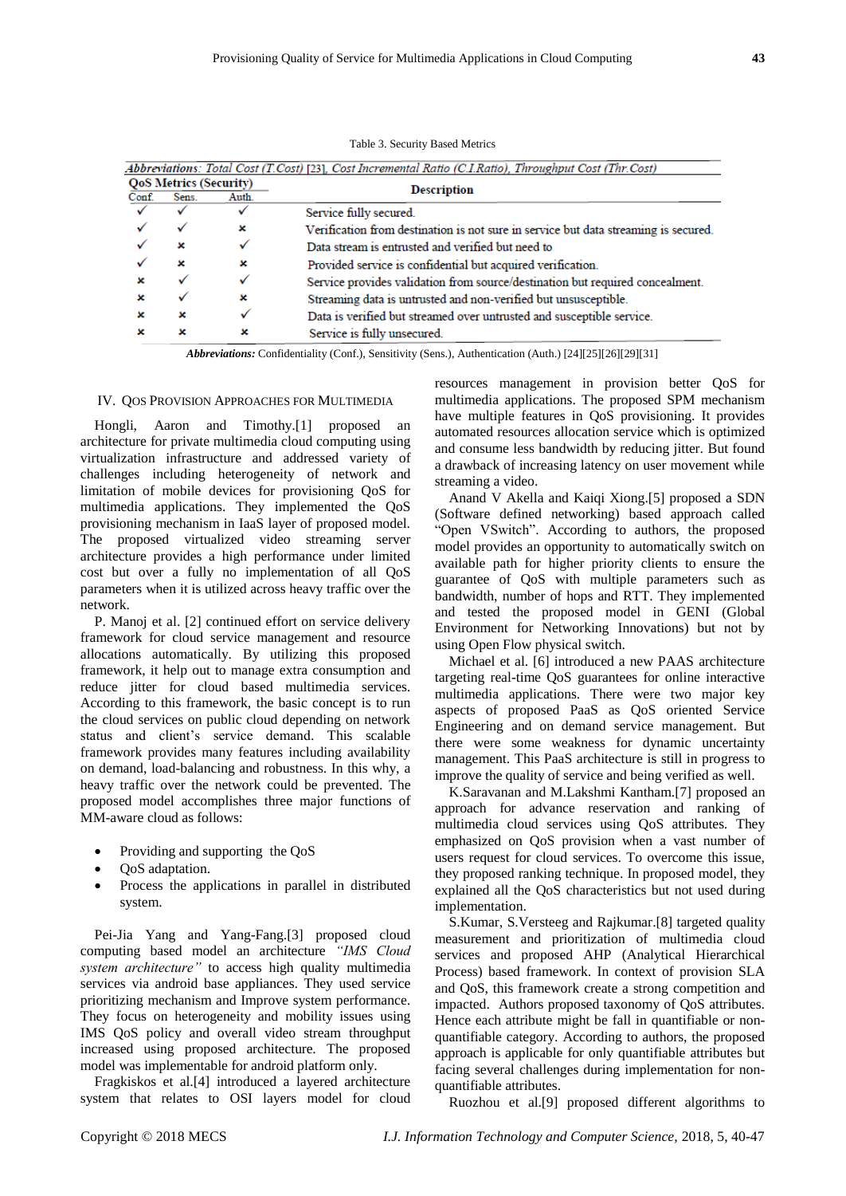Table 3. Security Based Metrics

*Abbreviations: Total Cost (T.Cost)* [23], *Cost Incremental Ratio (C.I.Ratio), Throughput Cost (Thr.Cost)*

| QoS Metrics (Security) | | | Description |
|---|---|---|---|
| Conf. | Sens. | Auth. | |
| ✓ | ✓ | ✓ | Service fully secured. |
| ✓ | ✓ | × | Verification from destination is not sure in service but data streaming is secured. |
| ✓ | × | ✓ | Data stream is entrusted and verified but need to |
| ✓ | × | × | Provided service is confidential but acquired verification. |
| × | ✓ | ✓ | Service provides validation from source/destination but required concealment. |
| × | ✓ | × | Streaming data is untrusted and non-verified but unsusceptible. |
| × | × | ✓ | Data is verified but streamed over untrusted and susceptible service. |
| × | × | × | Service is fully unsecured. |

***Abbreviations:*** Confidentiality (Conf.), Sensitivity (Sens.), Authentication (Auth.) [24][25][26][29][31]

## IV. QoS Provision Approaches for Multimedia

Hongli, Aaron and Timothy.[1] proposed an architecture for private multimedia cloud computing using virtualization infrastructure and addressed variety of challenges including heterogeneity of network and limitation of mobile devices for provisioning QoS for multimedia applications. They implemented the QoS provisioning mechanism in IaaS layer of proposed model. The proposed virtualized video streaming server architecture provides a high performance under limited cost but over a fully no implementation of all QoS parameters when it is utilized across heavy traffic over the network.

P. Manoj et al. [2] continued effort on service delivery framework for cloud service management and resource allocations automatically. By utilizing this proposed framework, it help out to manage extra consumption and reduce jitter for cloud based multimedia services. According to this framework, the basic concept is to run the cloud services on public cloud depending on network status and client's service demand. This scalable framework provides many features including availability on demand, load-balancing and robustness. In this why, a heavy traffic over the network could be prevented. The proposed model accomplishes three major functions of MM-aware cloud as follows:

- Providing and supporting the QoS
- QoS adaptation.
- Process the applications in parallel in distributed system.

Pei-Jia Yang and Yang-Fang.[3] proposed cloud computing based model an architecture *"IMS Cloud system architecture"* to access high quality multimedia services via android base appliances. They used service prioritizing mechanism and Improve system performance. They focus on heterogeneity and mobility issues using IMS QoS policy and overall video stream throughput increased using proposed architecture. The proposed model was implementable for android platform only.

Fragkiskos et al.[4] introduced a layered architecture system that relates to OSI layers model for cloud resources management in provision better QoS for multimedia applications. The proposed SPM mechanism have multiple features in QoS provisioning. It provides automated resources allocation service which is optimized and consume less bandwidth by reducing jitter. But found a drawback of increasing latency on user movement while streaming a video.

Anand V Akella and Kaiqi Xiong.[5] proposed a SDN (Software defined networking) based approach called "Open VSwitch". According to authors, the proposed model provides an opportunity to automatically switch on available path for higher priority clients to ensure the guarantee of QoS with multiple parameters such as bandwidth, number of hops and RTT. They implemented and tested the proposed model in GENI (Global Environment for Networking Innovations) but not by using Open Flow physical switch.

Michael et al. [6] introduced a new PAAS architecture targeting real-time QoS guarantees for online interactive multimedia applications. There were two major key aspects of proposed PaaS as QoS oriented Service Engineering and on demand service management. But there were some weakness for dynamic uncertainty management. This PaaS architecture is still in progress to improve the quality of service and being verified as well.

K.Saravanan and M.Lakshmi Kantham.[7] proposed an approach for advance reservation and ranking of multimedia cloud services using QoS attributes. They emphasized on QoS provision when a vast number of users request for cloud services. To overcome this issue, they proposed ranking technique. In proposed model, they explained all the QoS characteristics but not used during implementation.

S.Kumar, S.Versteeg and Rajkumar.[8] targeted quality measurement and prioritization of multimedia cloud services and proposed AHP (Analytical Hierarchical Process) based framework. In context of provision SLA and QoS, this framework create a strong competition and impacted. Authors proposed taxonomy of QoS attributes. Hence each attribute might be fall in quantifiable or non-quantifiable category. According to authors, the proposed approach is applicable for only quantifiable attributes but facing several challenges during implementation for non-quantifiable attributes.

Ruozhou et al.[9] proposed different algorithms to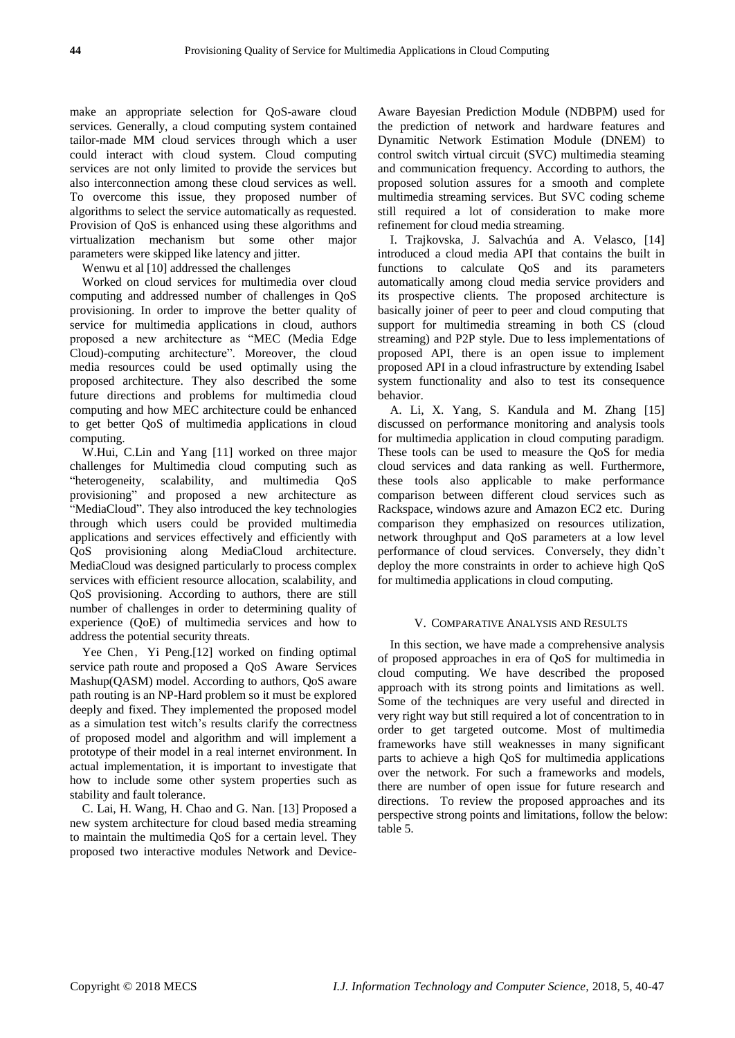make an appropriate selection for QoS-aware cloud services. Generally, a cloud computing system contained tailor-made MM cloud services through which a user could interact with cloud system. Cloud computing services are not only limited to provide the services but also interconnection among these cloud services as well. To overcome this issue, they proposed number of algorithms to select the service automatically as requested. Provision of QoS is enhanced using these algorithms and virtualization mechanism but some other major parameters were skipped like latency and jitter.

Wenwu et al [10] addressed the challenges

Worked on cloud services for multimedia over cloud computing and addressed number of challenges in QoS provisioning. In order to improve the better quality of service for multimedia applications in cloud, authors proposed a new architecture as "MEC (Media Edge Cloud)-computing architecture". Moreover, the cloud media resources could be used optimally using the proposed architecture. They also described the some future directions and problems for multimedia cloud computing and how MEC architecture could be enhanced to get better QoS of multimedia applications in cloud computing.

W.Hui, C.Lin and Yang [11] worked on three major challenges for Multimedia cloud computing such as "heterogeneity, scalability, and multimedia QoS provisioning" and proposed a new architecture as "MediaCloud". They also introduced the key technologies through which users could be provided multimedia applications and services effectively and efficiently with QoS provisioning along MediaCloud architecture. MediaCloud was designed particularly to process complex services with efficient resource allocation, scalability, and QoS provisioning. According to authors, there are still number of challenges in order to determining quality of experience (QoE) of multimedia services and how to address the potential security threats.

Yee Chen，Yi Peng.[12] worked on finding optimal service path route and proposed a QoS Aware Services Mashup(QASM) model. According to authors, QoS aware path routing is an NP-Hard problem so it must be explored deeply and fixed. They implemented the proposed model as a simulation test witch's results clarify the correctness of proposed model and algorithm and will implement a prototype of their model in a real internet environment. In actual implementation, it is important to investigate that how to include some other system properties such as stability and fault tolerance.

C. Lai, H. Wang, H. Chao and G. Nan. [13] Proposed a new system architecture for cloud based media streaming to maintain the multimedia QoS for a certain level. They proposed two interactive modules Network and Device-Aware Bayesian Prediction Module (NDBPM) used for the prediction of network and hardware features and Dynamitic Network Estimation Module (DNEM) to control switch virtual circuit (SVC) multimedia steaming and communication frequency. According to authors, the proposed solution assures for a smooth and complete multimedia streaming services. But SVC coding scheme still required a lot of consideration to make more refinement for cloud media streaming.

I. Trajkovska, J. Salvachúa and A. Velasco, [14] introduced a cloud media API that contains the built in functions to calculate QoS and its parameters automatically among cloud media service providers and its prospective clients. The proposed architecture is basically joiner of peer to peer and cloud computing that support for multimedia streaming in both CS (cloud streaming) and P2P style. Due to less implementations of proposed API, there is an open issue to implement proposed API in a cloud infrastructure by extending Isabel system functionality and also to test its consequence behavior.

A. Li, X. Yang, S. Kandula and M. Zhang [15] discussed on performance monitoring and analysis tools for multimedia application in cloud computing paradigm. These tools can be used to measure the QoS for media cloud services and data ranking as well. Furthermore, these tools also applicable to make performance comparison between different cloud services such as Rackspace, windows azure and Amazon EC2 etc. During comparison they emphasized on resources utilization, network throughput and QoS parameters at a low level performance of cloud services. Conversely, they didn't deploy the more constraints in order to achieve high QoS for multimedia applications in cloud computing.

## V. Comparative Analysis and Results

In this section, we have made a comprehensive analysis of proposed approaches in era of QoS for multimedia in cloud computing. We have described the proposed approach with its strong points and limitations as well. Some of the techniques are very useful and directed in very right way but still required a lot of concentration to in order to get targeted outcome. Most of multimedia frameworks have still weaknesses in many significant parts to achieve a high QoS for multimedia applications over the network. For such a frameworks and models, there are number of open issue for future research and directions. To review the proposed approaches and its perspective strong points and limitations, follow the below: table 5.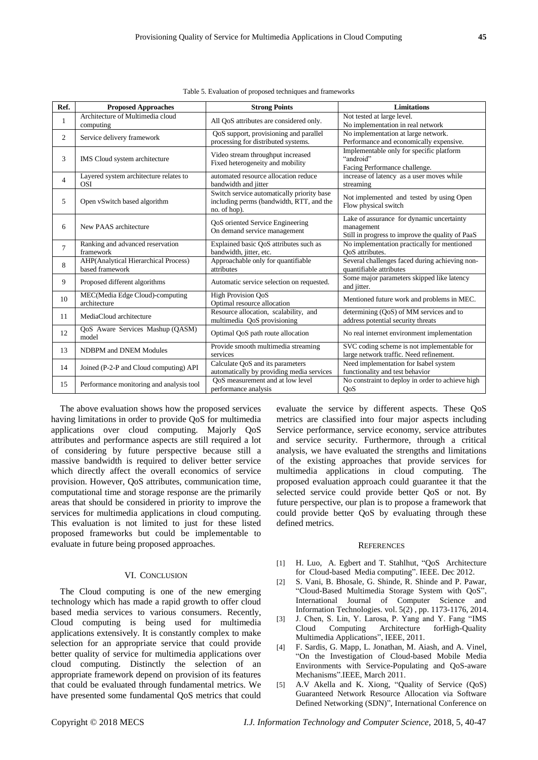Table 5. Evaluation of proposed techniques and frameworks

| Ref. | Proposed Approaches | Strong Points | Limitations |
|---|---|---|---|
| 1 | Architecture of Multimedia cloud computing | All QoS attributes are considered only. | Not tested at large level. No implementation in real network |
| 2 | Service delivery framework | QoS support, provisioning and parallel processing for distributed systems. | No implementation at large network. Performance and economically expensive. |
| 3 | IMS Cloud system architecture | Video stream throughput increased Fixed heterogeneity and mobility | Implementable only for specific platform "android" Facing Performance challenge. |
| 4 | Layered system architecture relates to OSI | automated resource allocation reduce bandwidth and jitter | increase of latency as a user moves while streaming |
| 5 | Open vSwitch based algorithm | Switch service automatically priority base including perms (bandwidth, RTT, and the no. of hop). | Not implemented and tested by using Open Flow physical switch |
| 6 | New PAAS architecture | QoS oriented Service Engineering On demand service management | Lake of assurance for dynamic uncertainty management Still in progress to improve the quality of PaaS |
| 7 | Ranking and advanced reservation framework | Explained basic QoS attributes such as bandwidth, jitter, etc. | No implementation practically for mentioned QoS attributes. |
| 8 | AHP(Analytical Hierarchical Process) based framework | Approachable only for quantifiable attributes | Several challenges faced during achieving non-quantifiable attributes |
| 9 | Proposed different algorithms | Automatic service selection on requested. | Some major parameters skipped like latency and jitter. |
| 10 | MEC(Media Edge Cloud)-computing architecture | High Provision QoS Optimal resource allocation | Mentioned future work and problems in MEC. |
| 11 | MediaCloud architecture | Resource allocation, scalability, and multimedia QoS provisioning | determining (QoS) of MM services and to address potential security threats |
| 12 | QoS Aware Services Mashup (QASM) model | Optimal QoS path route allocation | No real internet environment implementation |
| 13 | NDBPM and DNEM Modules | Provide smooth multimedia streaming services | SVC coding scheme is not implementable for large network traffic. Need refinement. |
| 14 | Joined (P-2-P and Cloud computing) API | Calculate QoS and its parameters automatically by providing media services | Need implementation for Isabel system functionality and test behavior |
| 15 | Performance monitoring and analysis tool | QoS measurement and at low level performance analysis | No constraint to deploy in order to achieve high QoS |

The above evaluation shows how the proposed services having limitations in order to provide QoS for multimedia applications over cloud computing. Majorly QoS attributes and performance aspects are still required a lot of considering by future perspective because still a massive bandwidth is required to deliver better service which directly affect the overall economics of service provision. However, QoS attributes, communication time, computational time and storage response are the primarily areas that should be considered in priority to improve the services for multimedia applications in cloud computing. This evaluation is not limited to just for these listed proposed frameworks but could be implementable to evaluate in future being proposed approaches.

## VI. Conclusion

The Cloud computing is one of the new emerging technology which has made a rapid growth to offer cloud based media services to various consumers. Recently, Cloud computing is being used for multimedia applications extensively. It is constantly complex to make selection for an appropriate service that could provide better quality of service for multimedia applications over cloud computing. Distinctly the selection of an appropriate framework depend on provision of its features that could be evaluated through fundamental metrics. We have presented some fundamental QoS metrics that could evaluate the service by different aspects. These QoS metrics are classified into four major aspects including Service performance, service economy, service attributes and service security. Furthermore, through a critical analysis, we have evaluated the strengths and limitations of the existing approaches that provide services for multimedia applications in cloud computing. The proposed evaluation approach could guarantee it that the selected service could provide better QoS or not. By future perspective, our plan is to propose a framework that could provide better QoS by evaluating through these defined metrics.

## References

[1] H. Luo, A. Egbert and T. Stahlhut, "QoS Architecture for Cloud-based Media computing". IEEE. Dec 2012.

[2] S. Vani, B. Bhosale, G. Shinde, R. Shinde and P. Pawar, "Cloud-Based Multimedia Storage System with QoS", International Journal of Computer Science and Information Technologies. vol. 5(2) , pp. 1173-1176, 2014.

[3] J. Chen, S. Lin, Y. Larosa, P. Yang and Y. Fang "IMS Cloud Computing Architecture forHigh-Quality Multimedia Applications", IEEE, 2011.

[4] F. Sardis, G. Mapp, L. Jonathan, M. Aiash, and A. Vinel, "On the Investigation of Cloud-based Mobile Media Environments with Service-Populating and QoS-aware Mechanisms".IEEE, March 2011.

[5] A.V Akella and K. Xiong, "Quality of Service (QoS) Guaranteed Network Resource Allocation via Software Defined Networking (SDN)", International Conference on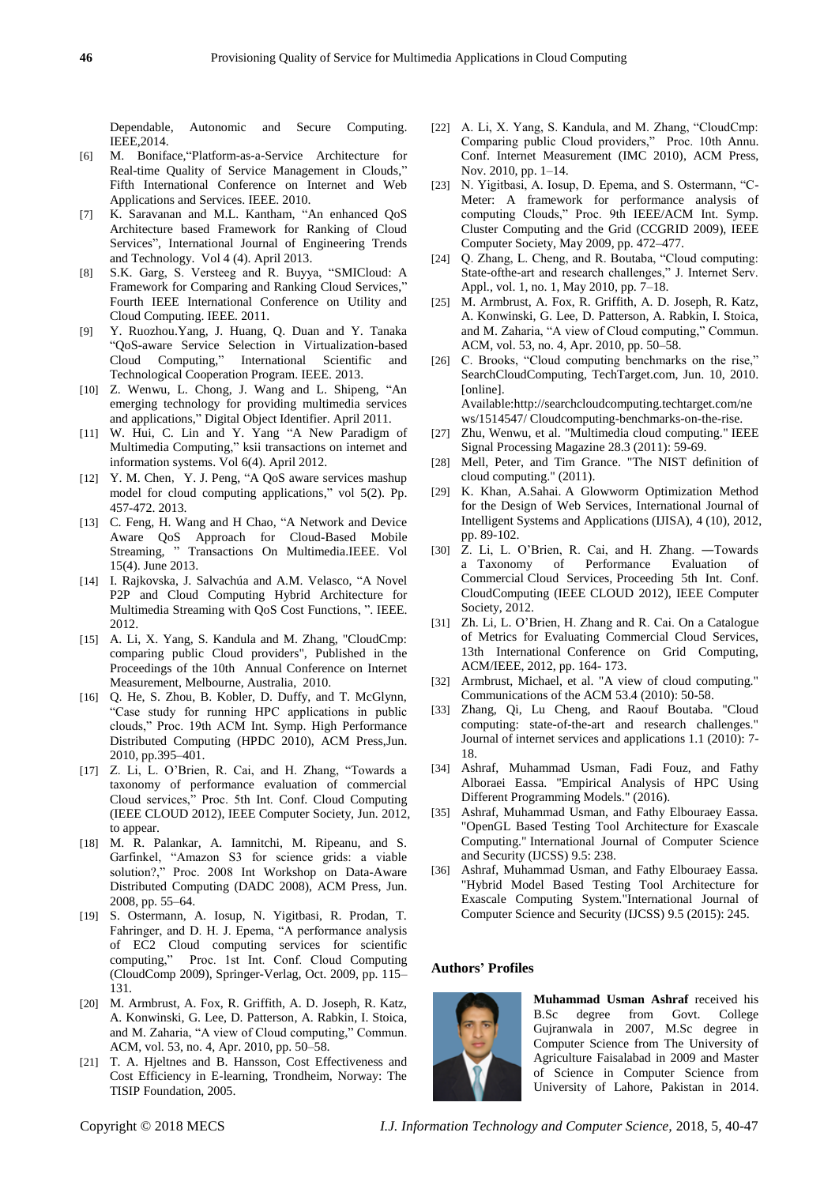Dependable, Autonomic and Secure Computing. IEEE,2014.

[6] M. Boniface,"Platform-as-a-Service Architecture for Real-time Quality of Service Management in Clouds," Fifth International Conference on Internet and Web Applications and Services. IEEE. 2010.

[7] K. Saravanan and M.L. Kantham, "An enhanced QoS Architecture based Framework for Ranking of Cloud Services", International Journal of Engineering Trends and Technology. Vol 4 (4). April 2013.

[8] S.K. Garg, S. Versteeg and R. Buyya, "SMICloud: A Framework for Comparing and Ranking Cloud Services," Fourth IEEE International Conference on Utility and Cloud Computing. IEEE. 2011.

[9] Y. Ruozhou.Yang, J. Huang, Q. Duan and Y. Tanaka "QoS-aware Service Selection in Virtualization-based Cloud Computing," International Scientific and Technological Cooperation Program. IEEE. 2013.

[10] Z. Wenwu, L. Chong, J. Wang and L. Shipeng, "An emerging technology for providing multimedia services and applications," Digital Object Identifier. April 2011.

[11] W. Hui, C. Lin and Y. Yang "A New Paradigm of Multimedia Computing," ksii transactions on internet and information systems. Vol 6(4). April 2012.

[12] Y. M. Chen, Y. J. Peng, "A QoS aware services mashup model for cloud computing applications," vol 5(2). Pp. 457-472. 2013.

[13] C. Feng, H. Wang and H Chao, "A Network and Device Aware QoS Approach for Cloud-Based Mobile Streaming, " Transactions On Multimedia.IEEE. Vol 15(4). June 2013.

[14] I. Rajkovska, J. Salvachúa and A.M. Velasco, "A Novel P2P and Cloud Computing Hybrid Architecture for Multimedia Streaming with QoS Cost Functions, ". IEEE. 2012.

[15] A. Li, X. Yang, S. Kandula and M. Zhang, "CloudCmp: comparing public Cloud providers", Published in the Proceedings of the 10th Annual Conference on Internet Measurement, Melbourne, Australia, 2010.

[16] Q. He, S. Zhou, B. Kobler, D. Duffy, and T. McGlynn, "Case study for running HPC applications in public clouds," Proc. 19th ACM Int. Symp. High Performance Distributed Computing (HPDC 2010), ACM Press,Jun. 2010, pp.395–401.

[17] Z. Li, L. O'Brien, R. Cai, and H. Zhang, "Towards a taxonomy of performance evaluation of commercial Cloud services," Proc. 5th Int. Conf. Cloud Computing (IEEE CLOUD 2012), IEEE Computer Society, Jun. 2012, to appear.

[18] M. R. Palankar, A. Iamnitchi, M. Ripeanu, and S. Garfinkel, "Amazon S3 for science grids: a viable solution?," Proc. 2008 Int Workshop on Data-Aware Distributed Computing (DADC 2008), ACM Press, Jun. 2008, pp. 55–64.

[19] S. Ostermann, A. Iosup, N. Yigitbasi, R. Prodan, T. Fahringer, and D. H. J. Epema, "A performance analysis of EC2 Cloud computing services for scientific computing," Proc. 1st Int. Conf. Cloud Computing (CloudComp 2009), Springer-Verlag, Oct. 2009, pp. 115–131.

[20] M. Armbrust, A. Fox, R. Griffith, A. D. Joseph, R. Katz, A. Konwinski, G. Lee, D. Patterson, A. Rabkin, I. Stoica, and M. Zaharia, "A view of Cloud computing," Commun. ACM, vol. 53, no. 4, Apr. 2010, pp. 50–58.

[21] T. A. Hjeltnes and B. Hansson, Cost Effectiveness and Cost Efficiency in E-learning, Trondheim, Norway: The TISIP Foundation, 2005.

[22] A. Li, X. Yang, S. Kandula, and M. Zhang, "CloudCmp: Comparing public Cloud providers," Proc. 10th Annu. Conf. Internet Measurement (IMC 2010), ACM Press, Nov. 2010, pp. 1–14.

[23] N. Yigitbasi, A. Iosup, D. Epema, and S. Ostermann, "C-Meter: A framework for performance analysis of computing Clouds," Proc. 9th IEEE/ACM Int. Symp. Cluster Computing and the Grid (CCGRID 2009), IEEE Computer Society, May 2009, pp. 472–477.

[24] Q. Zhang, L. Cheng, and R. Boutaba, "Cloud computing: State-ofthe-art and research challenges," J. Internet Serv. Appl., vol. 1, no. 1, May 2010, pp. 7–18.

[25] M. Armbrust, A. Fox, R. Griffith, A. D. Joseph, R. Katz, A. Konwinski, G. Lee, D. Patterson, A. Rabkin, I. Stoica, and M. Zaharia, "A view of Cloud computing," Commun. ACM, vol. 53, no. 4, Apr. 2010, pp. 50–58.

[26] C. Brooks, "Cloud computing benchmarks on the rise," SearchCloudComputing, TechTarget.com, Jun. 10, 2010. [online]. Available:http://searchcloudcomputing.techtarget.com/news/1514547/ Cloudcomputing-benchmarks-on-the-rise.

[27] Zhu, Wenwu, et al. "Multimedia cloud computing." IEEE Signal Processing Magazine 28.3 (2011): 59-69.

[28] Mell, Peter, and Tim Grance. "The NIST definition of cloud computing." (2011).

[29] K. Khan, A.Sahai. A Glowworm Optimization Method for the Design of Web Services, International Journal of Intelligent Systems and Applications (IJISA), 4 (10), 2012, pp. 89-102.

[30] Z. Li, L. O'Brien, R. Cai, and H. Zhang. ―Towards a Taxonomy of Performance Evaluation of Commercial Cloud Services, Proceeding 5th Int. Conf. CloudComputing (IEEE CLOUD 2012), IEEE Computer Society, 2012.

[31] Zh. Li, L. O'Brien, H. Zhang and R. Cai. On a Catalogue of Metrics for Evaluating Commercial Cloud Services, 13th International Conference on Grid Computing, ACM/IEEE, 2012, pp. 164- 173.

[32] Armbrust, Michael, et al. "A view of cloud computing." Communications of the ACM 53.4 (2010): 50-58.

[33] Zhang, Qi, Lu Cheng, and Raouf Boutaba. "Cloud computing: state-of-the-art and research challenges." Journal of internet services and applications 1.1 (2010): 7-18.

[34] Ashraf, Muhammad Usman, Fadi Fouz, and Fathy Alboraei Eassa. "Empirical Analysis of HPC Using Different Programming Models." (2016).

[35] Ashraf, Muhammad Usman, and Fathy Elbouraey Eassa. "OpenGL Based Testing Tool Architecture for Exascale Computing." International Journal of Computer Science and Security (IJCSS) 9.5: 238.

[36] Ashraf, Muhammad Usman, and Fathy Elbouraey Eassa. "Hybrid Model Based Testing Tool Architecture for Exascale Computing System."International Journal of Computer Science and Security (IJCSS) 9.5 (2015): 245.

## Authors' Profiles

**Muhammad Usman Ashraf** received his B.Sc degree from Govt. College Gujranwala in 2007, M.Sc degree in Computer Science from The University of Agriculture Faisalabad in 2009 and Master of Science in Computer Science from University of Lahore, Pakistan in 2014.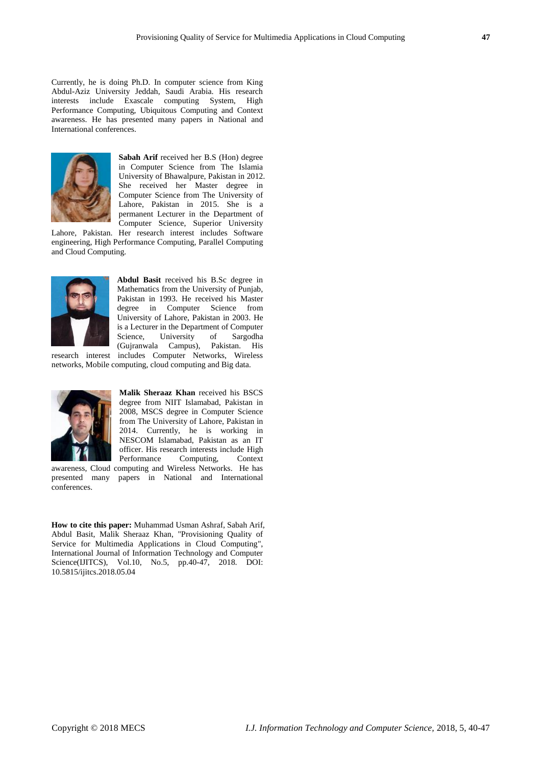Currently, he is doing Ph.D. In computer science from King Abdul-Aziz University Jeddah, Saudi Arabia. His research interests include Exascale computing System, High Performance Computing, Ubiquitous Computing and Context awareness. He has presented many papers in National and International conferences.

**Sabah Arif** received her B.S (Hon) degree in Computer Science from The Islamia University of Bhawalpure, Pakistan in 2012. She received her Master degree in Computer Science from The University of Lahore, Pakistan in 2015. She is a permanent Lecturer in the Department of Computer Science, Superior University Lahore, Pakistan. Her research interest includes Software engineering, High Performance Computing, Parallel Computing and Cloud Computing.

**Abdul Basit** received his B.Sc degree in Mathematics from the University of Punjab, Pakistan in 1993. He received his Master degree in Computer Science from University of Lahore, Pakistan in 2003. He is a Lecturer in the Department of Computer Science, University of Sargodha (Gujranwala Campus), Pakistan. His research interest includes Computer Networks, Wireless networks, Mobile computing, cloud computing and Big data.

**Malik Sheraaz Khan** received his BSCS degree from NIIT Islamabad, Pakistan in 2008, MSCS degree in Computer Science from The University of Lahore, Pakistan in 2014. Currently, he is working in NESCOM Islamabad, Pakistan as an IT officer. His research interests include High Performance Computing, Context awareness, Cloud computing and Wireless Networks. He has presented many papers in National and International conferences.

**How to cite this paper:** Muhammad Usman Ashraf, Sabah Arif, Abdul Basit, Malik Sheraaz Khan, "Provisioning Quality of Service for Multimedia Applications in Cloud Computing", International Journal of Information Technology and Computer Science(IJITCS), Vol.10, No.5, pp.40-47, 2018. DOI: 10.5815/ijitcs.2018.05.04